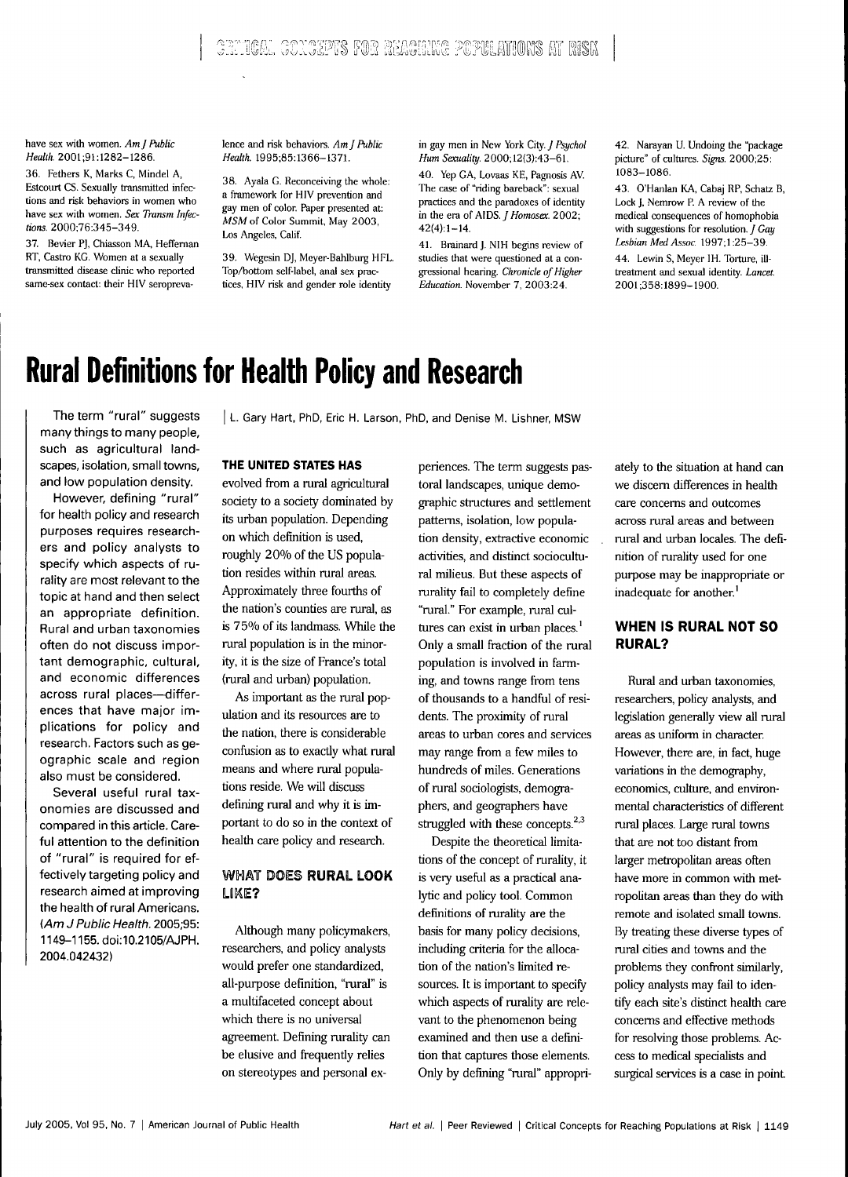have sex with women. *Am J Public Health*. 2001;91:1282–1286.

36. Fethers K, Marks C, Mindel A, Estcourt CS. Sexually transmitted infections and risk behaviors in women who have sex with women. *Sex Transm Infections*. 2000;76:345–349.

37. Bevier PJ, Chiasson MA, Heffernan RT, Castro KG. Women at a sexually transmitted disease clinic who reported same-sex contact: their HIV seroprevalence and risk behaviors. *Am J Public Health*. 1995;85:1366–1371.

38. Ayala G. Reconceiving the whole: a framework for HIV prevention and gay men of color. Paper presented at: *MSM* of Color Summit, May 2003, Los Angeles, Calif.

39. Wegesin DJ, Meyer-Bahlburg HFL. Top/bottom self-label, anal sex practices, HIV risk and gender role identity in gay men in New York City. *J Psychol Hum Sexuality*. 2000;12(3):43–61.

40. Yep GA, Lovaas KE, Pagnosis AV. The case of "riding bareback": sexual practices and the paradoxes of identity in the era of AIDS. *J Homosex*. 2002; 42(4):1–14.

41. Brainard J. NIH begins review of studies that were questioned at a congressional hearing. *Chronicle of Higher Education*. November 7, 2003:24.

42. Narayan U. Undoing the "package picture" of cultures. *Signs*. 2000;25: 1083–1086.

43. O'Hanlan KA, Cabaj RP, Schatz B, Lock J, Nemrow P. A review of the medical consequences of homophobia with suggestions for resolution. *J Gay Lesbian Med Assoc*. 1997;1:25–39.

44. Lewin S, Meyer IH. Torture, ill-treatment and sexual identity. *Lancet*. 2001;358:1899–1900.

# Rural Definitions for Health Policy and Research

L. Gary Hart, PhD, Eric H. Larson, PhD, and Denise M. Lishner, MSW

The term "rural" suggests many things to many people, such as agricultural landscapes, isolation, small towns, and low population density.

However, defining "rural" for health policy and research purposes requires researchers and policy analysts to specify which aspects of rurality are most relevant to the topic at hand and then select an appropriate definition. Rural and urban taxonomies often do not discuss important demographic, cultural, and economic differences across rural places—differences that have major implications for policy and research. Factors such as geographic scale and region also must be considered.

Several useful rural taxonomies are discussed and compared in this article. Careful attention to the definition of "rural" is required for effectively targeting policy and research aimed at improving the health of rural Americans. (*Am J Public Health*. 2005;95: 1149–1155. doi:10.2105/AJPH. 2004.042432)

**THE UNITED STATES HAS** evolved from a rural agricultural society to a society dominated by its urban population. Depending on which definition is used, roughly 20% of the US population resides within rural areas. Approximately three fourths of the nation's counties are rural, as is 75% of its landmass. While the rural population is in the minority, it is the size of France's total (rural and urban) population.

As important as the rural population and its resources are to the nation, there is considerable confusion as to exactly what rural means and where rural populations reside. We will discuss defining rural and why it is important to do so in the context of health care policy and research.

## WHAT DOES RURAL LOOK LIKE?

Although many policymakers, researchers, and policy analysts would prefer one standardized, all-purpose definition, "rural" is a multifaceted concept about which there is no universal agreement. Defining rurality can be elusive and frequently relies on stereotypes and personal experiences. The term suggests pastoral landscapes, unique demographic structures and settlement patterns, isolation, low population density, extractive economic activities, and distinct sociocultural milieus. But these aspects of rurality fail to completely define "rural." For example, rural cultures can exist in urban places.[1] Only a small fraction of the rural population is involved in farming, and towns range from tens of thousands to a handful of residents. The proximity of rural areas to urban cores and services may range from a few miles to hundreds of miles. Generations of rural sociologists, demographers, and geographers have struggled with these concepts.[2,3]

Despite the theoretical limitations of the concept of rurality, it is very useful as a practical analytic and policy tool. Common definitions of rurality are the basis for many policy decisions, including criteria for the allocation of the nation's limited resources. It is important to specify which aspects of rurality are relevant to the phenomenon being examined and then use a definition that captures those elements. Only by defining "rural" appropriately to the situation at hand can we discern differences in health care concerns and outcomes across rural areas and between rural and urban locales. The definition of rurality used for one purpose may be inappropriate or inadequate for another.[1]

## WHEN IS RURAL NOT SO RURAL?

Rural and urban taxonomies, researchers, policy analysts, and legislation generally view all rural areas as uniform in character. However, there are, in fact, huge variations in the demography, economics, culture, and environmental characteristics of different rural places. Large rural towns that are not too distant from larger metropolitan areas often have more in common with metropolitan areas than they do with remote and isolated small towns. By treating these diverse types of rural cities and towns and the problems they confront similarly, policy analysts may fail to identify each site's distinct health care concerns and effective methods for resolving those problems. Access to medical specialists and surgical services is a case in point.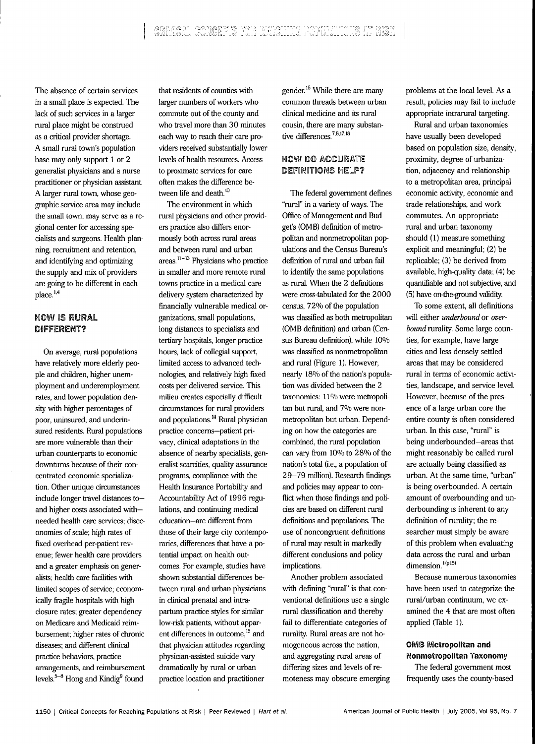The absence of certain services in a small place is expected. The lack of such services in a larger rural place might be construed as a critical provider shortage. A small rural town's population base may only support 1 or 2 generalist physicians and a nurse practitioner or physician assistant. A larger rural town, whose geographic service area may include the small town, may serve as a regional center for accessing specialists and surgeons. Health planning, recruitment and retention, and identifying and optimizing the supply and mix of providers are going to be different in each place.[1,4]

## HOW IS RURAL DIFFERENT?

On average, rural populations have relatively more elderly people and children, higher unemployment and underemployment rates, and lower population density with higher percentages of poor, uninsured, and underinsured residents. Rural populations are more vulnerable than their urban counterparts to economic downturns because of their concentrated economic specialization. Other unique circumstances include longer travel distances to—and higher costs associated with—needed health care services; diseconomies of scale; high rates of fixed overhead per-patient revenue; fewer health care providers and a greater emphasis on generalists; health care facilities with limited scopes of service; economically fragile hospitals with high closure rates; greater dependency on Medicare and Medicaid reimbursement; higher rates of chronic diseases; and different clinical practice behaviors, practice arrangements, and reimbursement levels.[5–8] Hong and Kindig[9] found that residents of counties with larger numbers of workers who commute out of the county and who travel more than 30 minutes each way to reach their care providers received substantially lower levels of health resources. Access to proximate services for care often makes the difference between life and death.[10]

The environment in which rural physicians and other providers practice also differs enormously both across rural areas and between rural and urban areas.[11–13] Physicians who practice in smaller and more remote rural towns practice in a medical care delivery system characterized by financially vulnerable medical organizations, small populations, long distances to specialists and tertiary hospitals, longer practice hours, lack of collegial support, limited access to advanced technologies, and relatively high fixed costs per delivered service. This milieu creates especially difficult circumstances for rural providers and populations.[14] Rural physician practice concerns—patient privacy, clinical adaptations in the absence of nearby specialists, generalist scarcities, quality assurance programs, compliance with the Health Insurance Portability and Accountability Act of 1996 regulations, and continuing medical education—are different from those of their large city contemporaries, differences that have a potential impact on health outcomes. For example, studies have shown substantial differences between rural and urban physicians in clinical prenatal and intrapartum practice styles for similar low-risk patients, without apparent differences in outcome,[15] and that physician attitudes regarding physician-assisted suicide vary dramatically by rural or urban practice location and practitioner gender.[16] While there are many common threads between urban clinical medicine and its rural cousin, there are many substantive differences.[7,8,17,18]

## HOW DO ACCURATE DEFINITIONS HELP?

The federal government defines "rural" in a variety of ways. The Office of Management and Budget's (OMB) definition of metropolitan and nonmetropolitan populations and the Census Bureau's definition of rural and urban fail to identify the same populations as rural. When the 2 definitions were cross-tabulated for the 2000 census, 72% of the population was classified as both metropolitan (OMB definition) and urban (Census Bureau definition), while 10% was classified as nonmetropolitan and rural (Figure 1). However, nearly 18% of the nation's population was divided between the 2 taxonomies: 11% were metropolitan but rural, and 7% were nonmetropolitan but urban. Depending on how the categories are combined, the rural population can vary from 10% to 28% of the nation's total (i.e., a population of 29–79 million). Research findings and policies may appear to conflict when those findings and policies are based on different rural definitions and populations. The use of noncongruent definitions of rural may result in markedly different conclusions and policy implications.

Another problem associated with defining "rural" is that conventional definitions use a single rural classification and thereby fail to differentiate categories of rurality. Rural areas are not homogeneous across the nation, and aggregating rural areas of differing sizes and levels of remoteness may obscure emerging problems at the local level. As a result, policies may fail to include appropriate intrarural targeting.

Rural and urban taxonomies have usually been developed based on population size, density, proximity, degree of urbanization, adjacency and relationship to a metropolitan area, principal economic activity, economic and trade relationships, and work commutes. An appropriate rural and urban taxonomy should (1) measure something explicit and meaningful; (2) be replicable; (3) be derived from available, high-quality data; (4) be quantifiable and not subjective, and (5) have on-the-ground validity.

To some extent, all definitions will either *underbound* or *overbound* rurality. Some large counties, for example, have large cities and less densely settled areas that may be considered rural in terms of economic activities, landscape, and service level. However, because of the presence of a large urban core the entire county is often considered urban. In this case, "rural" is being underbounded—areas that might reasonably be called rural are actually being classified as urban. At the same time, "urban" is being overbounded. A certain amount of overbounding and underbounding is inherent to any definition of rurality; the researcher must simply be aware of this problem when evaluating data across the rural and urban dimension.[1(p15)]

Because numerous taxonomies have been used to categorize the rural/urban continuum, we examined the 4 that are most often applied (Table 1).

### OMB Metropolitan and Nonmetropolitan Taxonomy

The federal government most frequently uses the county-based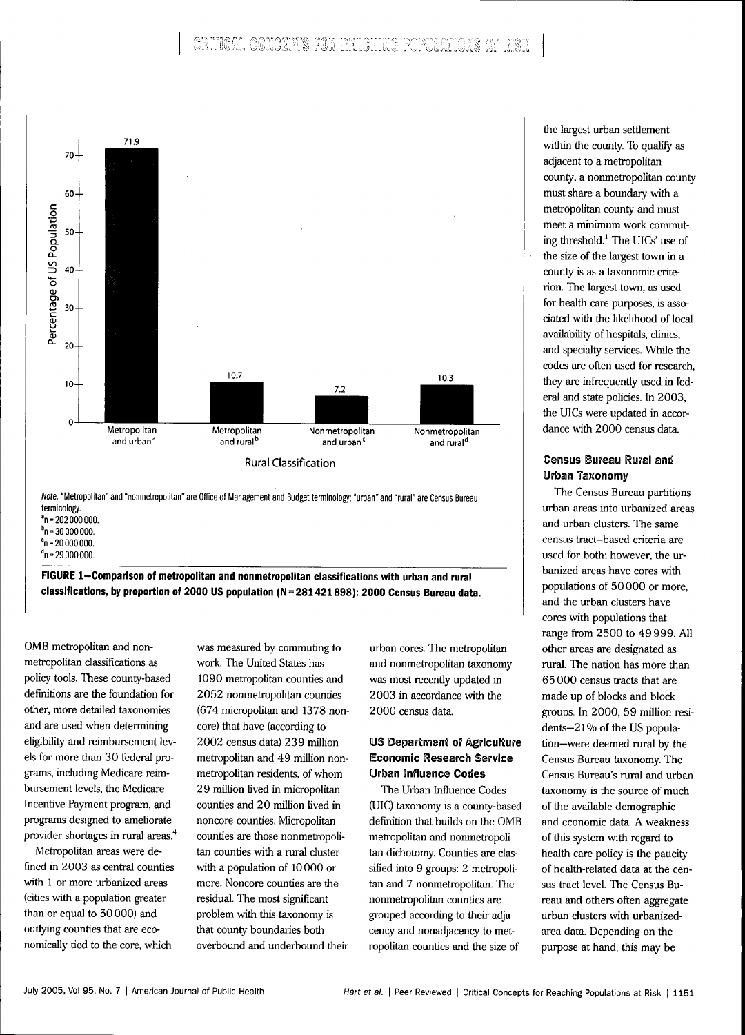Note. "Metropolitan" and "nonmetropolitan" are Office of Management and Budget terminology; "urban" and "rural" are Census Bureau terminology.

[a] n = 202 000 000.
[b] n = 30 000 000.
[c] n = 20 000 000.
[d] n = 29 000 000.

**FIGURE 1—Comparison of metropolitan and nonmetropolitan classifications with urban and rural classifications, by proportion of 2000 US population (N = 281 421 898): 2000 Census Bureau data.**

| Rural Classification | Percentage of US Population |
|---|---|
| Metropolitan and urban[a] | 71.9 |
| Metropolitan and rural[b] | 10.7 |
| Nonmetropolitan and urban[c] | 7.2 |
| Nonmetropolitan and rural[d] | 10.3 |

OMB metropolitan and nonmetropolitan classifications as policy tools. These county-based definitions are the foundation for other, more detailed taxonomies and are used when determining eligibility and reimbursement levels for more than 30 federal programs, including Medicare reimbursement levels, the Medicare Incentive Payment program, and programs designed to ameliorate provider shortages in rural areas.[4]

Metropolitan areas were defined in 2003 as central counties with 1 or more urbanized areas (cities with a population greater than or equal to 50 000) and outlying counties that are economically tied to the core, which was measured by commuting to work. The United States has 1090 metropolitan counties and 2052 nonmetropolitan counties (674 micropolitan and 1378 noncore) that have (according to 2002 census data) 239 million metropolitan and 49 million nonmetropolitan residents, of whom 29 million lived in micropolitan counties and 20 million lived in noncore counties. Micropolitan counties are those nonmetropolitan counties with a rural cluster with a population of 10 000 or more. Noncore counties are the residual. The most significant problem with this taxonomy is that county boundaries both overbound and underbound their urban cores. The metropolitan and nonmetropolitan taxonomy was most recently updated in 2003 in accordance with the 2000 census data.

### US Department of Agriculture Economic Research Service Urban Influence Codes

The Urban Influence Codes (UIC) taxonomy is a county-based definition that builds on the OMB metropolitan and nonmetropolitan dichotomy. Counties are classified into 9 groups: 2 metropolitan and 7 nonmetropolitan. The nonmetropolitan counties are grouped according to their adjacency and nonadjacency to metropolitan counties and the size of the largest urban settlement within the county. To qualify as adjacent to a metropolitan county, a nonmetropolitan county must share a boundary with a metropolitan county and must meet a minimum work commuting threshold.[1] The UICs' use of the size of the largest town in a county is as a taxonomic criterion. The largest town, as used for health care purposes, is associated with the likelihood of local availability of hospitals, clinics, and specialty services. While the codes are often used for research, they are infrequently used in federal and state policies. In 2003, the UICs were updated in accordance with 2000 census data.

### Census Bureau Rural and Urban Taxonomy

The Census Bureau partitions urban areas into urbanized areas and urban clusters. The same census tract–based criteria are used for both; however, the urbanized areas have cores with populations of 50 000 or more, and the urban clusters have cores with populations that range from 2500 to 49 999. All other areas are designated as rural. The nation has more than 65 000 census tracts that are made up of blocks and block groups. In 2000, 59 million residents—21% of the US population—were deemed rural by the Census Bureau taxonomy. The Census Bureau's rural and urban taxonomy is the source of much of the available demographic and economic data. A weakness of this system with regard to health care policy is the paucity of health-related data at the census tract level. The Census Bureau and others often aggregate urban clusters with urbanized-area data. Depending on the purpose at hand, this may be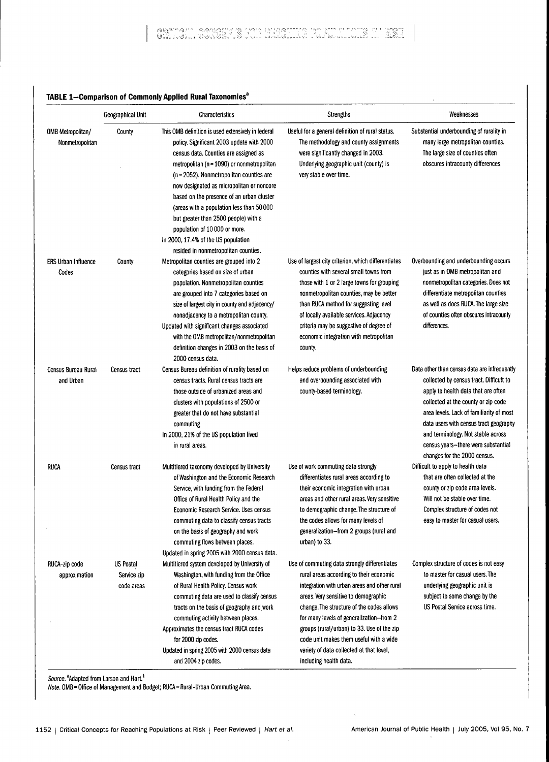**TABLE 1—Comparison of Commonly Applied Rural Taxonomies[a]**

| | Geographical Unit | Characteristics | Strengths | Weaknesses |
|---|---|---|---|---|
| OMB Metropolitan/ Nonmetropolitan | County | This OMB definition is used extensively in federal policy. Significant 2003 update with 2000 census data. Counties are assigned as metropolitan (n = 1090) or nonmetropolitan (n = 2052). Nonmetropolitan counties are now designated as micropolitan or noncore based on the presence of an urban cluster (areas with a population less than 50 000 but greater than 2500 people) with a population of 10 000 or more. In 2000, 17.4% of the US population resided in nonmetropolitan counties. | Useful for a general definition of rural status. The methodology and county assignments were significantly changed in 2003. Underlying geographic unit (county) is very stable over time. | Substantial underbounding of rurality in many large metropolitan counties. The large size of counties often obscures intracounty differences. |
| ERS Urban Influence Codes | County | Metropolitan counties are grouped into 2 categories based on size of urban population. Nonmetropolitan counties are grouped into 7 categories based on size of largest city in county and adjacency/ nonadjacency to a metropolitan county. Updated with significant changes associated with the OMB metropolitan/nonmetropolitan definition changes in 2003 on the basis of 2000 census data. | Use of largest city criterion, which differentiates counties with several small towns from those with 1 or 2 large towns for grouping nonmetropolitan counties, may be better than RUCA method for suggesting level of locally available services. Adjacency criteria may be suggestive of degree of economic integration with metropolitan county. | Overbounding and underbounding occurs just as in OMB metropolitan and nonmetropolitan categories. Does not differentiate metropolitan counties as well as does RUCA. The large size of counties often obscures intracounty differences. |
| Census Bureau Rural and Urban | Census tract | Census Bureau definition of rurality based on census tracts. Rural census tracts are those outside of urbanized areas and clusters with populations of 2500 or greater that do not have substantial commuting In 2000, 21% of the US population lived in rural areas. | Helps reduce problems of underbounding and overbounding associated with county-based terminology. | Data other than census data are infrequently collected by census tract. Difficult to apply to health data that are often collected at the county or zip code area levels. Lack of familiarity of most data users with census tract geography and terminology. Not stable across census years—there were substantial changes for the 2000 census. |
| RUCA | Census tract | Multitiered taxonomy developed by University of Washington and the Economic Research Service, with funding from the Federal Office of Rural Health Policy and the Economic Research Service. Uses census commuting data to classify census tracts on the basis of geography and work commuting flows between places. Updated in spring 2005 with 2000 census data. | Use of work commuting data strongly differentiates rural areas according to their economic integration with urban areas and other rural areas. Very sensitive to demographic change. The structure of the codes allows for many levels of generalization—from 2 groups (rural and urban) to 33. | Difficult to apply to health data that are often collected at the county or zip code area levels. Will not be stable over time. Complex structure of codes not easy to master for casual users. |
| RUCA–zip code approximation | US Postal Service zip code areas | Multitiered system developed by University of Washington, with funding from the Office of Rural Health Policy. Census work commuting data are used to classify census tracts on the basis of geography and work commuting activity between places. Approximates the census tract RUCA codes for 2000 zip codes. Updated in spring 2005 with 2000 census data and 2004 zip codes. | Use of commuting data strongly differentiates rural areas according to their economic integration with urban areas and other rural areas. Very sensitive to demographic change. The structure of the codes allows for many levels of generalization—from 2 groups (rural/urban) to 33. Use of the zip code unit makes them useful with a wide variety of data collected at that level, including health data. | Complex structure of codes is not easy to master for casual users. The underlying geographic unit is subject to some change by the US Postal Service across time. |

*Source.* [a]Adapted from Larson and Hart.[1]

*Note.* OMB = Office of Management and Budget; RUCA = Rural-Urban Commuting Area.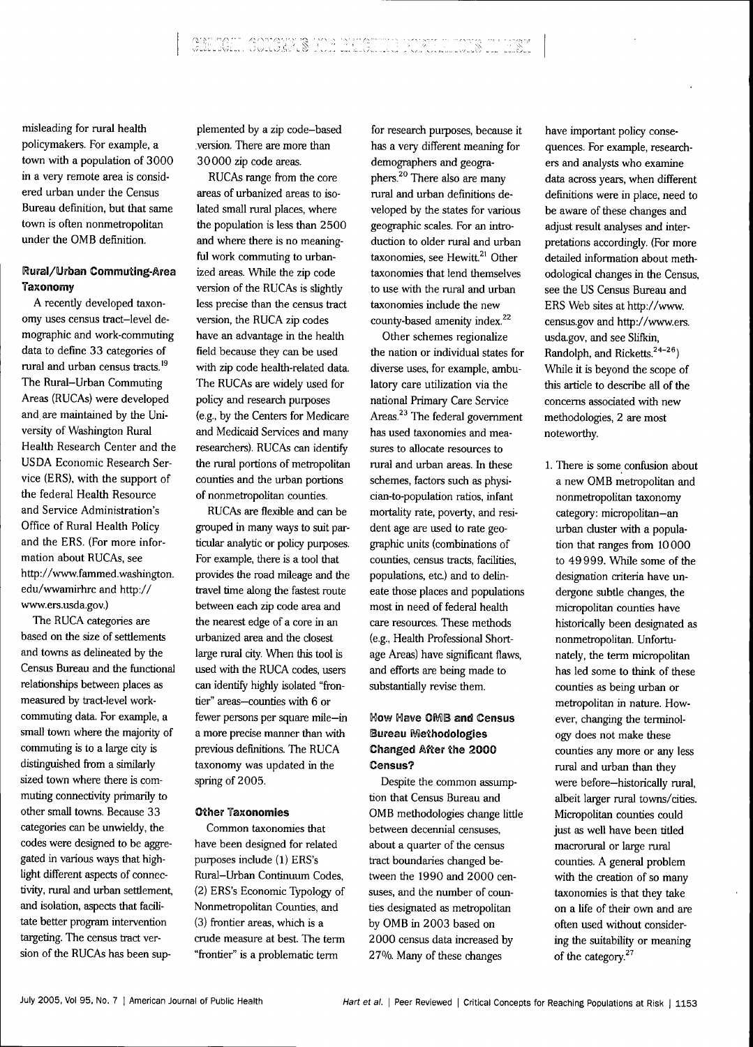misleading for rural health policymakers. For example, a town with a population of 3000 in a very remote area is considered urban under the Census Bureau definition, but that same town is often nonmetropolitan under the OMB definition.

### Rural/Urban Commuting-Area Taxonomy

A recently developed taxonomy uses census tract–level demographic and work-commuting data to define 33 categories of rural and urban census tracts.[19] The Rural–Urban Commuting Areas (RUCAs) were developed and are maintained by the University of Washington Rural Health Research Center and the USDA Economic Research Service (ERS), with the support of the federal Health Resource and Service Administration's Office of Rural Health Policy and the ERS. (For more information about RUCAs, see http://www.fammed.washington.edu/wwamirhrc and http://www.ers.usda.gov.)

The RUCA categories are based on the size of settlements and towns as delineated by the Census Bureau and the functional relationships between places as measured by tract-level work-commuting data. For example, a small town where the majority of commuting is to a large city is distinguished from a similarly sized town where there is commuting connectivity primarily to other small towns. Because 33 categories can be unwieldy, the codes were designed to be aggregated in various ways that highlight different aspects of connectivity, rural and urban settlement, and isolation, aspects that facilitate better program intervention targeting. The census tract version of the RUCAs has been supplemented by a zip code–based version. There are more than 30000 zip code areas.

RUCAs range from the core areas of urbanized areas to isolated small rural places, where the population is less than 2500 and where there is no meaningful work commuting to urbanized areas. While the zip code version of the RUCAs is slightly less precise than the census tract version, the RUCA zip codes have an advantage in the health field because they can be used with zip code health-related data. The RUCAs are widely used for policy and research purposes (e.g., by the Centers for Medicare and Medicaid Services and many researchers). RUCAs can identify the rural portions of metropolitan counties and the urban portions of nonmetropolitan counties.

RUCAs are flexible and can be grouped in many ways to suit particular analytic or policy purposes. For example, there is a tool that provides the road mileage and the travel time along the fastest route between each zip code area and the nearest edge of a core in an urbanized area and the closest large rural city. When this tool is used with the RUCA codes, users can identify highly isolated "frontier" areas—counties with 6 or fewer persons per square mile—in a more precise manner than with previous definitions. The RUCA taxonomy was updated in the spring of 2005.

### Other Taxonomies

Common taxonomies that have been designed for related purposes include (1) ERS's Rural–Urban Continuum Codes, (2) ERS's Economic Typology of Nonmetropolitan Counties, and (3) frontier areas, which is a crude measure at best. The term "frontier" is a problematic term for research purposes, because it has a very different meaning for demographers and geographers.[20] There also are many rural and urban definitions developed by the states for various geographic scales. For an introduction to older rural and urban taxonomies, see Hewitt.[21] Other taxonomies that lend themselves to use with the rural and urban taxonomies include the new county-based amenity index.[22]

Other schemes regionalize the nation or individual states for diverse uses, for example, ambulatory care utilization via the national Primary Care Service Areas.[23] The federal government has used taxonomies and measures to allocate resources to rural and urban areas. In these schemes, factors such as physician-to-population ratios, infant mortality rate, poverty, and resident age are used to rate geographic units (combinations of counties, census tracts, facilities, populations, etc.) and to delineate those places and populations most in need of federal health care resources. These methods (e.g., Health Professional Shortage Areas) have significant flaws, and efforts are being made to substantially revise them.

## How Have OMB and Census Bureau Methodologies Changed After the 2000 Census?

Despite the common assumption that Census Bureau and OMB methodologies change little between decennial censuses, about a quarter of the census tract boundaries changed between the 1990 and 2000 censuses, and the number of counties designated as metropolitan by OMB in 2003 based on 2000 census data increased by 27%. Many of these changes have important policy consequences. For example, researchers and analysts who examine data across years, when different definitions were in place, need to be aware of these changes and adjust result analyses and interpretations accordingly. (For more detailed information about methodological changes in the Census, see the US Census Bureau and ERS Web sites at http://www.census.gov and http://www.ers.usda.gov, and see Slifkin, Randolph, and Ricketts.[24–26]) While it is beyond the scope of this article to describe all of the concerns associated with new methodologies, 2 are most noteworthy.

1. There is some confusion about a new OMB metropolitan and nonmetropolitan taxonomy category: micropolitan—an urban cluster with a population that ranges from 10000 to 49999. While some of the designation criteria have undergone subtle changes, the micropolitan counties have historically been designated as nonmetropolitan. Unfortunately, the term micropolitan has led some to think of these counties as being urban or metropolitan in nature. However, changing the terminology does not make these counties any more or any less rural and urban than they were before—historically rural, albeit larger rural towns/cities. Micropolitan counties could just as well have been titled macrorural or large rural counties. A general problem with the creation of so many taxonomies is that they take on a life of their own and are often used without considering the suitability or meaning of the category.[27]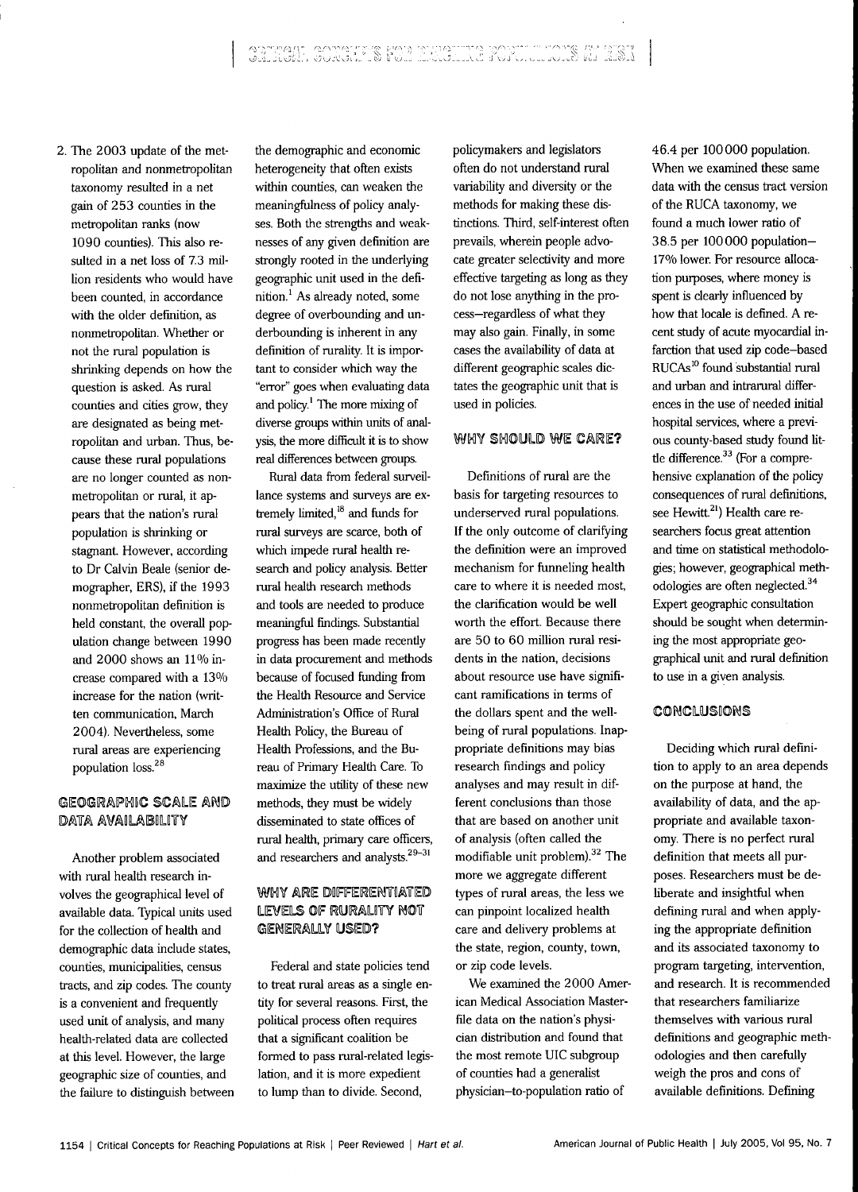2. The 2003 update of the metropolitan and nonmetropolitan taxonomy resulted in a net gain of 253 counties in the metropolitan ranks (now 1090 counties). This also resulted in a net loss of 7.3 million residents who would have been counted, in accordance with the older definition, as nonmetropolitan. Whether or not the rural population is shrinking depends on how the question is asked. As rural counties and cities grow, they are designated as being metropolitan and urban. Thus, because these rural populations are no longer counted as nonmetropolitan or rural, it appears that the nation's rural population is shrinking or stagnant. However, according to Dr Calvin Beale (senior demographer, ERS), if the 1993 nonmetropolitan definition is held constant, the overall population change between 1990 and 2000 shows an 11% increase compared with a 13% increase for the nation (written communication, March 2004). Nevertheless, some rural areas are experiencing population loss.[28]

## GEOGRAPHIC SCALE AND DATA AVAILABILITY

Another problem associated with rural health research involves the geographical level of available data. Typical units used for the collection of health and demographic data include states, counties, municipalities, census tracts, and zip codes. The county is a convenient and frequently used unit of analysis, and many health-related data are collected at this level. However, the large geographic size of counties, and the failure to distinguish between the demographic and economic heterogeneity that often exists within counties, can weaken the meaningfulness of policy analyses. Both the strengths and weaknesses of any given definition are strongly rooted in the underlying geographic unit used in the definition.[1] As already noted, some degree of overbounding and underbounding is inherent in any definition of rurality. It is important to consider which way the "error" goes when evaluating data and policy.[1] The more mixing of diverse groups within units of analysis, the more difficult it is to show real differences between groups.

Rural data from federal surveillance systems and surveys are extremely limited,[18] and funds for rural surveys are scarce, both of which impede rural health research and policy analysis. Better rural health research methods and tools are needed to produce meaningful findings. Substantial progress has been made recently in data procurement and methods because of focused funding from the Health Resource and Service Administration's Office of Rural Health Policy, the Bureau of Health Professions, and the Bureau of Primary Health Care. To maximize the utility of these new methods, they must be widely disseminated to state offices of rural health, primary care officers, and researchers and analysts.[29–31]

## WHY ARE DIFFERENTIATED LEVELS OF RURALITY NOT GENERALLY USED?

Federal and state policies tend to treat rural areas as a single entity for several reasons. First, the political process often requires that a significant coalition be formed to pass rural-related legislation, and it is more expedient to lump than to divide. Second, policymakers and legislators often do not understand rural variability and diversity or the methods for making these distinctions. Third, self-interest often prevails, wherein people advocate greater selectivity and more effective targeting as long as they do not lose anything in the process—regardless of what they may also gain. Finally, in some cases the availability of data at different geographic scales dictates the geographic unit that is used in policies.

## WHY SHOULD WE CARE?

Definitions of rural are the basis for targeting resources to underserved rural populations. If the only outcome of clarifying the definition were an improved mechanism for funneling health care to where it is needed most, the clarification would be well worth the effort. Because there are 50 to 60 million rural residents in the nation, decisions about resource use have significant ramifications in terms of the dollars spent and the well-being of rural populations. Inappropriate definitions may bias research findings and policy analyses and may result in different conclusions than those that are based on another unit of analysis (often called the modifiable unit problem).[32] The more we aggregate different types of rural areas, the less we can pinpoint localized health care and delivery problems at the state, region, county, town, or zip code levels.

We examined the 2000 American Medical Association Masterfile data on the nation's physician distribution and found that the most remote UIC subgroup of counties had a generalist physician–to-population ratio of 46.4 per 100 000 population. When we examined these same data with the census tract version of the RUCA taxonomy, we found a much lower ratio of 38.5 per 100 000 population—17% lower. For resource allocation purposes, where money is spent is clearly influenced by how that locale is defined. A recent study of acute myocardial infarction that used zip code–based RUCAs[10] found substantial rural and urban and intrarural differences in the use of needed initial hospital services, where a previous county-based study found little difference.[33] (For a comprehensive explanation of the policy consequences of rural definitions, see Hewitt.[21]) Health care researchers focus great attention and time on statistical methodologies; however, geographical methodologies are often neglected.[34] Expert geographic consultation should be sought when determining the most appropriate geographical unit and rural definition to use in a given analysis.

## CONCLUSIONS

Deciding which rural definition to apply to an area depends on the purpose at hand, the availability of data, and the appropriate and available taxonomy. There is no perfect rural definition that meets all purposes. Researchers must be deliberate and insightful when defining rural and when applying the appropriate definition and its associated taxonomy to program targeting, intervention, and research. It is recommended that researchers familiarize themselves with various rural definitions and geographic methodologies and then carefully weigh the pros and cons of available definitions. Defining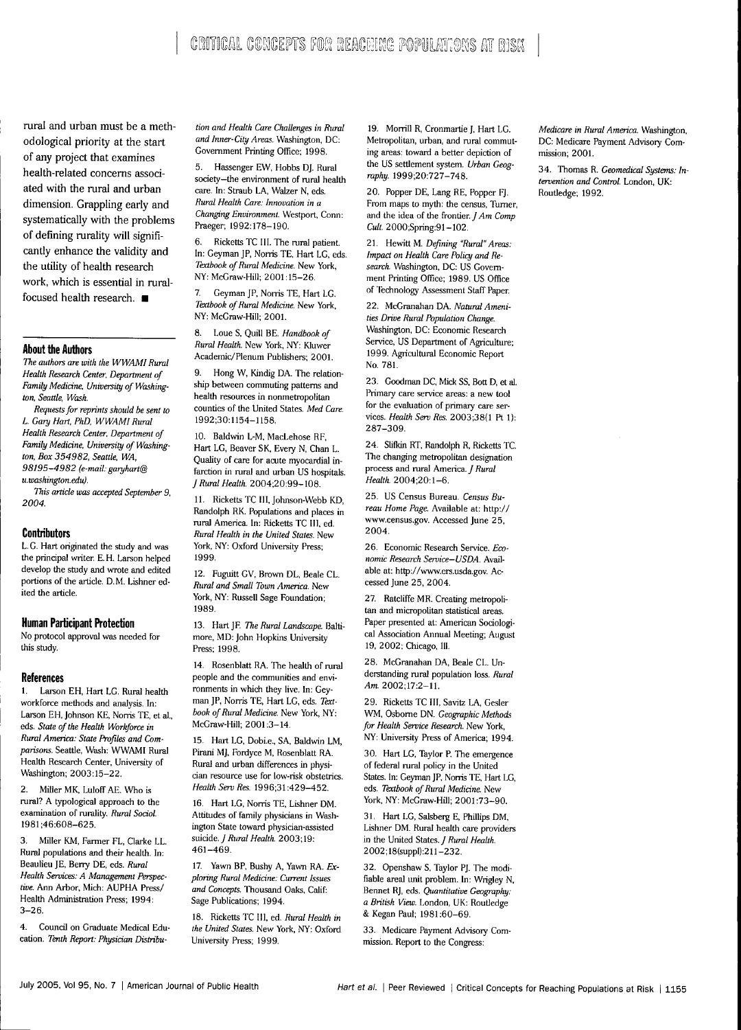rural and urban must be a methodological priority at the start of any project that examines health-related concerns associated with the rural and urban dimension. Grappling early and systematically with the problems of defining rurality will significantly enhance the validity and the utility of health research work, which is essential in rural-focused health research. ■

## About the Authors

*The authors are with the WWAMI Rural Health Research Center, Department of Family Medicine, University of Washington, Seattle, Wash.*

*Requests for reprints should be sent to L. Gary Hart, PhD, WWAMI Rural Health Research Center, Department of Family Medicine, University of Washington, Box 354982, Seattle, WA, 98195–4982 (e-mail: garyhart@u.washington.edu).*

*This article was accepted September 9, 2004.*

## Contributors

L.G. Hart originated the study and was the principal writer. E.H. Larson helped develop the study and wrote and edited portions of the article. D.M. Lishner edited the article.

## Human Participant Protection

No protocol approval was needed for this study.

## References

1. Larson EH, Hart LG. Rural health workforce methods and analysis. In: Larson EH, Johnson KE, Norris TE, et al, eds. *State of the Health Workforce in Rural America: State Profiles and Comparisons.* Seattle, Wash: WWAMI Rural Health Research Center, University of Washington; 2003:15–22.
2. Miller MK, Luloff AE. Who is rural? A typological approach to the examination of rurality. *Rural Sociol.* 1981;46:608–625.
3. Miller KM, Farmer FL, Clarke LL. Rural populations and their health. In: Beaulieu JE, Berry DE, eds. *Rural Health Services: A Management Perspective.* Ann Arbor, Mich: AUPHA Press/Health Administration Press; 1994:3–26.
4. Council on Graduate Medical Education. *Tenth Report: Physician Distribution and Health Care Challenges in Rural and Inner-City Areas.* Washington, DC: Government Printing Office; 1998.
5. Hassenger EW, Hobbs DJ. Rural society—the environment of rural health care. In: Straub LA, Walzer N, eds. *Rural Health Care: Innovation in a Changing Environment.* Westport, Conn: Praeger; 1992:178–190.
6. Ricketts TC III. The rural patient. In: Geyman JP, Norris TE, Hart LG, eds. *Textbook of Rural Medicine.* New York, NY: McGraw-Hill; 2001:15–26.
7. Geyman JP, Norris TE, Hart LG. *Textbook of Rural Medicine.* New York, NY: McGraw-Hill; 2001.
8. Loue S, Quill BE. *Handbook of Rural Health.* New York, NY: Kluwer Academic/Plenum Publishers; 2001.
9. Hong W, Kindig DA. The relationship between commuting patterns and health resources in nonmetropolitan counties of the United States. *Med Care.* 1992;30:1154–1158.
10. Baldwin L-M, MacLehose RF, Hart LG, Beaver SK, Every N, Chan L. Quality of care for acute myocardial infarction in rural and urban US hospitals. *J Rural Health.* 2004;20:99–108.
11. Ricketts TC III, Johnson-Webb KD, Randolph RK. Populations and places in rural America. In: Ricketts TC III, ed. *Rural Health in the United States.* New York, NY: Oxford University Press; 1999.
12. Fuguitt GV, Brown DL, Beale CL. *Rural and Small Town America.* New York, NY: Russell Sage Foundation; 1989.
13. Hart JF. *The Rural Landscape.* Baltimore, MD: John Hopkins University Press; 1998.
14. Rosenblatt RA. The health of rural people and the communities and environments in which they live. In: Geyman JP, Norris TE, Hart LG, eds. *Textbook of Rural Medicine.* New York, NY: McGraw-Hill; 2001:3–14.
15. Hart LG, Dobie, SA, Baldwin LM, Pirani MJ, Fordyce M, Rosenblatt RA. Rural and urban differences in physician resource use for low-risk obstetrics. *Health Serv Res.* 1996;31:429–452.
16. Hart LG, Norris TE, Lishner DM. Attitudes of family physicians in Washington State toward physician-assisted suicide. *J Rural Health.* 2003;19:461–469.
17. Yawn BP, Bushy A, Yawn RA. *Exploring Rural Medicine: Current Issues and Concepts.* Thousand Oaks, Calif: Sage Publications; 1994.
18. Ricketts TC III, ed. *Rural Health in the United States.* New York, NY: Oxford University Press; 1999.
19. Morrill R, Cronmartie J, Hart LG. Metropolitan, urban, and rural commuting areas: toward a better depiction of the US settlement system. *Urban Geography.* 1999;20:727–748.
20. Popper DE, Lang RE, Popper FJ. From maps to myth: the census, Turner, and the idea of the frontier. *J Am Comp Cult.* 2000;Spring:91–102.
21. Hewitt M. *Defining "Rural" Areas: Impact on Health Care Policy and Research.* Washington, DC: US Government Printing Office; 1989. US Office of Technology Assessment Staff Paper.
22. McGranahan DA. *Natural Amenities Drive Rural Population Change.* Washington, DC: Economic Research Service, US Department of Agriculture; 1999. Agricultural Economic Report No. 781.
23. Goodman DC, Mick SS, Bott D, et al. Primary care service areas: a new tool for the evaluation of primary care services. *Health Serv Res.* 2003;38(1 Pt 1):287–309.
24. Slifkin RT, Randolph R, Ricketts TC. The changing metropolitan designation process and rural America. *J Rural Health.* 2004;20:1–6.
25. US Census Bureau. *Census Bureau Home Page.* Available at: http://www.census.gov. Accessed June 25, 2004.
26. Economic Research Service. *Economic Research Service–USDA.* Available at: http://www.ers.usda.gov. Accessed June 25, 2004.
27. Ratcliffe MR. Creating metropolitan and micropolitan statistical areas. Paper presented at: American Sociological Association Annual Meeting; August 19, 2002; Chicago, Ill.
28. McGranahan DA, Beale CL. Understanding rural population loss. *Rural Am.* 2002;17:2–11.
29. Ricketts TC III, Savitz LA, Gesler WM, Osborne DN. *Geographic Methods for Health Service Research.* New York, NY: University Press of America; 1994.
30. Hart LG, Taylor P. The emergence of federal rural policy in the United States. In: Geyman JP, Norris TE, Hart LG, eds. *Textbook of Rural Medicine.* New York, NY: McGraw-Hill; 2001:73–90.
31. Hart LG, Salsberg E, Phillips DM, Lishner DM. Rural health care providers in the United States. *J Rural Health.* 2002;18(suppl):211–232.
32. Openshaw S, Taylor PJ. The modifiable areal unit problem. In: Wrigley N, Bennet RJ, eds. *Quantitative Geography: a British View.* London, UK: Routledge & Kegan Paul; 1981:60–69.
33. Medicare Payment Advisory Commission. Report to the Congress: *Medicare in Rural America.* Washington, DC: Medicare Payment Advisory Commission; 2001.
34. Thomas R. *Geomedical Systems: Intervention and Control.* London, UK: Routledge; 1992.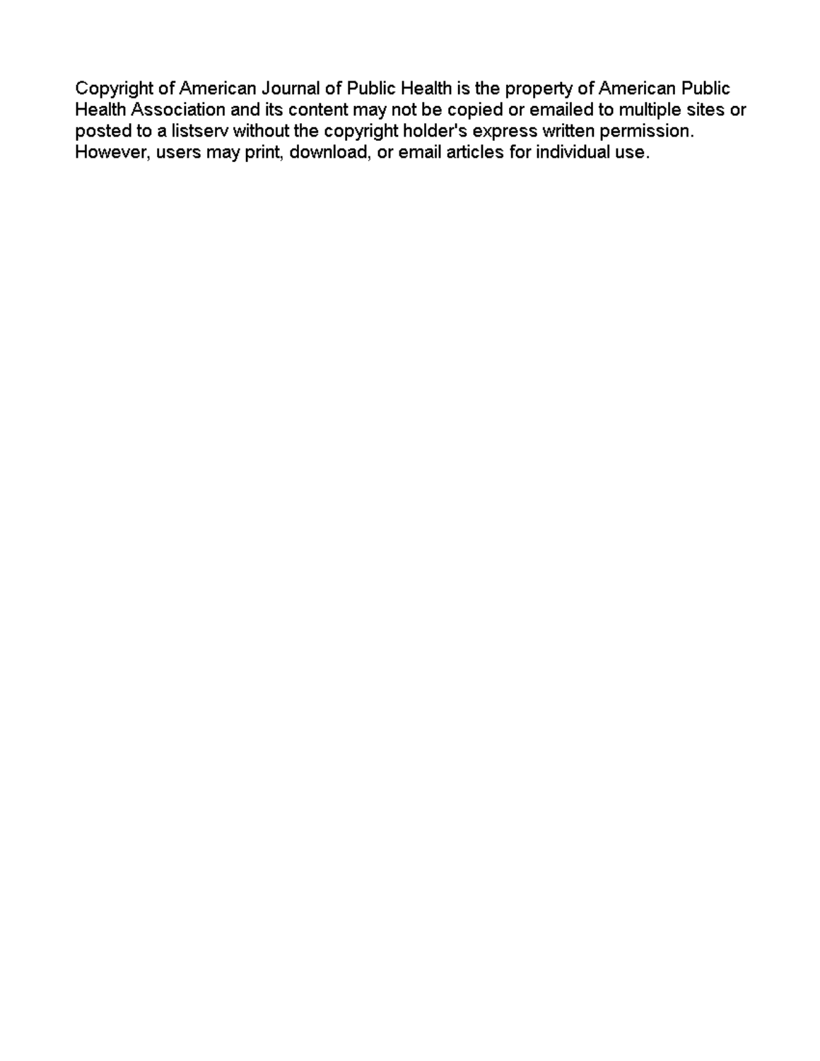Copyright of American Journal of Public Health is the property of American Public Health Association and its content may not be copied or emailed to multiple sites or posted to a listserv without the copyright holder's express written permission. However, users may print, download, or email articles for individual use.